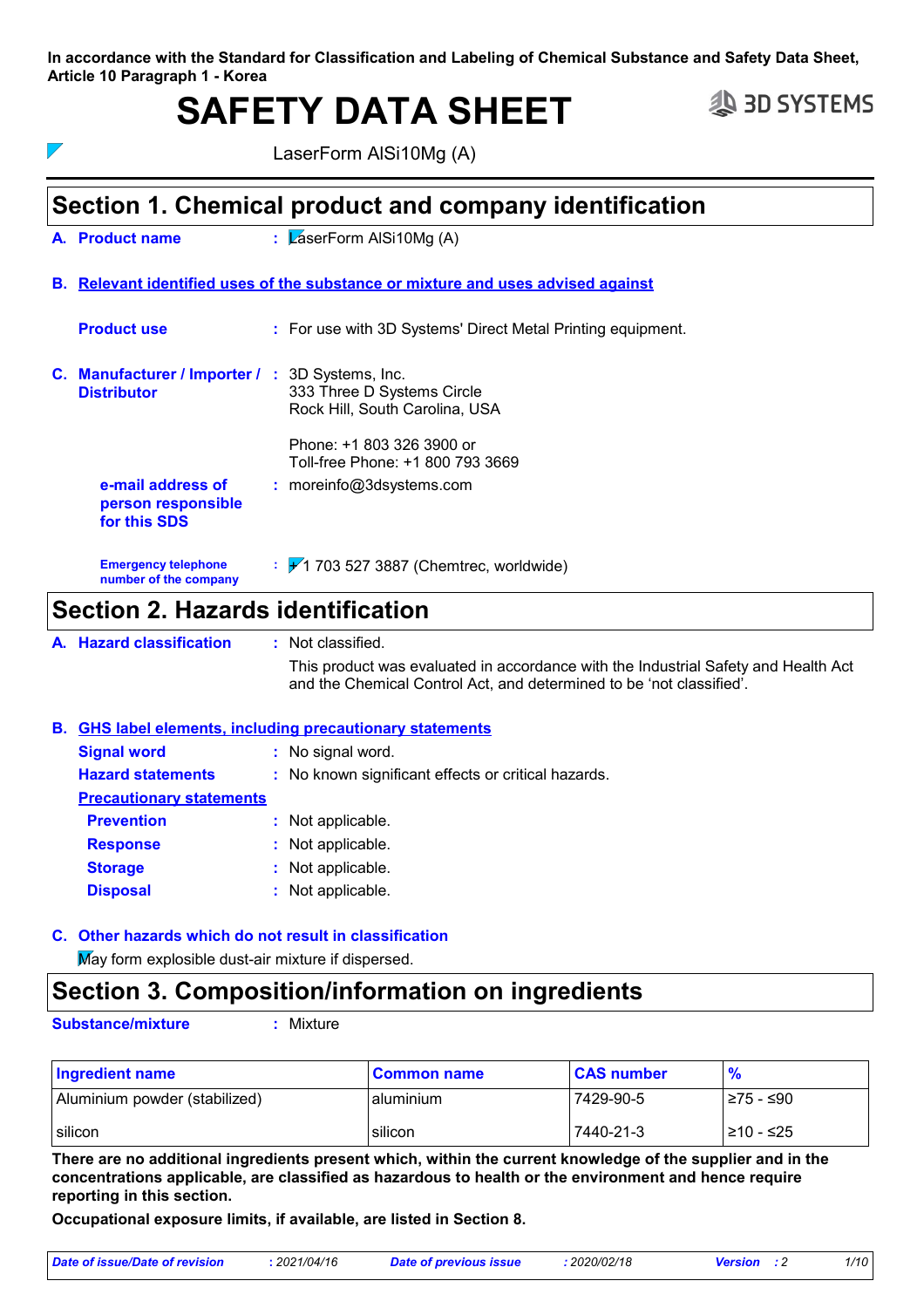In accordance with the Standard for Classification and Labeling of Chemical Substance and Safety Data Sheet, Article 10 Paragraph 1 - Korea

# SAFETY DATA SHEET

LaserForm AlSi10Mg (A)

## Section 1. Chemical product and company identification

**A. Product name** : LaserForm AlSi10Mg (A)

**B. Relevant identified uses of the substance or mixture and uses advised against**

**Product use** : For use with 3D Systems' Direct Metal Printing equipment.

**C. Manufacturer / Importer / Distributor** : 3D Systems, Inc.
333 Three D Systems Circle
Rock Hill, South Carolina, USA

Phone: +1 803 326 3900 or
Toll-free Phone: +1 800 793 3669

**e-mail address of person responsible for this SDS** : moreinfo@3dsystems.com

**Emergency telephone number of the company** : +1 703 527 3887 (Chemtrec, worldwide)

## Section 2. Hazards identification

**A. Hazard classification** : Not classified.

This product was evaluated in accordance with the Industrial Safety and Health Act and the Chemical Control Act, and determined to be 'not classified'.

**B. GHS label elements, including precautionary statements**

**Signal word** : No signal word.

**Hazard statements** : No known significant effects or critical hazards.

**Precautionary statements**

**Prevention** : Not applicable.

**Response** : Not applicable.

**Storage** : Not applicable.

**Disposal** : Not applicable.

**C. Other hazards which do not result in classification**

May form explosible dust-air mixture if dispersed.

## Section 3. Composition/information on ingredients

**Substance/mixture** : Mixture

| Ingredient name | Common name | CAS number | % |
|---|---|---|---|
| Aluminium powder (stabilized) | aluminium | 7429-90-5 | ≥75 - ≤90 |
| silicon | silicon | 7440-21-3 | ≥10 - ≤25 |

**There are no additional ingredients present which, within the current knowledge of the supplier and in the concentrations applicable, are classified as hazardous to health or the environment and hence require reporting in this section.**

**Occupational exposure limits, if available, are listed in Section 8.**

*Date of issue/Date of revision* : 2021/04/16 *Date of previous issue* : 2020/02/18 *Version* : 2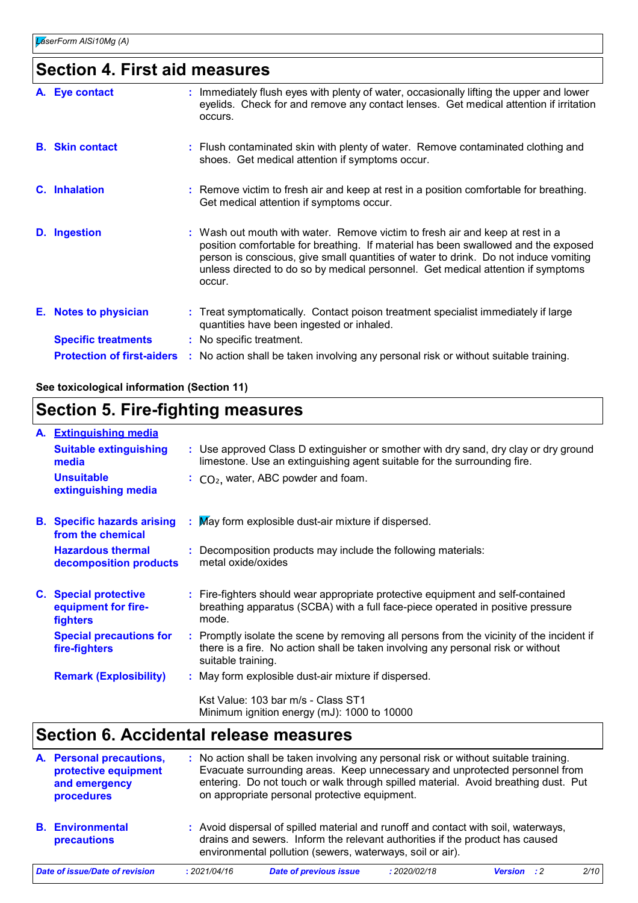## Section 4. First aid measures

| | |
|---|---|
| **A. Eye contact** | Immediately flush eyes with plenty of water, occasionally lifting the upper and lower eyelids. Check for and remove any contact lenses. Get medical attention if irritation occurs. |
| **B. Skin contact** | Flush contaminated skin with plenty of water. Remove contaminated clothing and shoes. Get medical attention if symptoms occur. |
| **C. Inhalation** | Remove victim to fresh air and keep at rest in a position comfortable for breathing. Get medical attention if symptoms occur. |
| **D. Ingestion** | Wash out mouth with water. Remove victim to fresh air and keep at rest in a position comfortable for breathing. If material has been swallowed and the exposed person is conscious, give small quantities of water to drink. Do not induce vomiting unless directed to do so by medical personnel. Get medical attention if symptoms occur. |
| **E. Notes to physician** | Treat symptomatically. Contact poison treatment specialist immediately if large quantities have been ingested or inhaled. |
| **Specific treatments** | No specific treatment. |
| **Protection of first-aiders** | No action shall be taken involving any personal risk or without suitable training. |

**See toxicological information (Section 11)**

## Section 5. Fire-fighting measures

**A. Extinguishing media**

| | |
|---|---|
| **Suitable extinguishing media** | Use approved Class D extinguisher or smother with dry sand, dry clay or dry ground limestone. Use an extinguishing agent suitable for the surrounding fire. |
| **Unsuitable extinguishing media** | $CO_2$, water, ABC powder and foam. |
| **B. Specific hazards arising from the chemical** | May form explosible dust-air mixture if dispersed. |
| **Hazardous thermal decomposition products** | Decomposition products may include the following materials:<br>metal oxide/oxides |
| **C. Special protective equipment for fire-fighters** | Fire-fighters should wear appropriate protective equipment and self-contained breathing apparatus (SCBA) with a full face-piece operated in positive pressure mode. |
| **Special precautions for fire-fighters** | Promptly isolate the scene by removing all persons from the vicinity of the incident if there is a fire. No action shall be taken involving any personal risk or without suitable training. |
| **Remark (Explosibility)** | May form explosible dust-air mixture if dispersed.<br><br>Kst Value: 103 bar m/s - Class ST1<br>Minimum ignition energy (mJ): 1000 to 10000 |

## Section 6. Accidental release measures

| | |
|---|---|
| **A. Personal precautions, protective equipment and emergency procedures** | No action shall be taken involving any personal risk or without suitable training. Evacuate surrounding areas. Keep unnecessary and unprotected personnel from entering. Do not touch or walk through spilled material. Avoid breathing dust. Put on appropriate personal protective equipment. |
| **B. Environmental precautions** | Avoid dispersal of spilled material and runoff and contact with soil, waterways, drains and sewers. Inform the relevant authorities if the product has caused environmental pollution (sewers, waterways, soil or air). |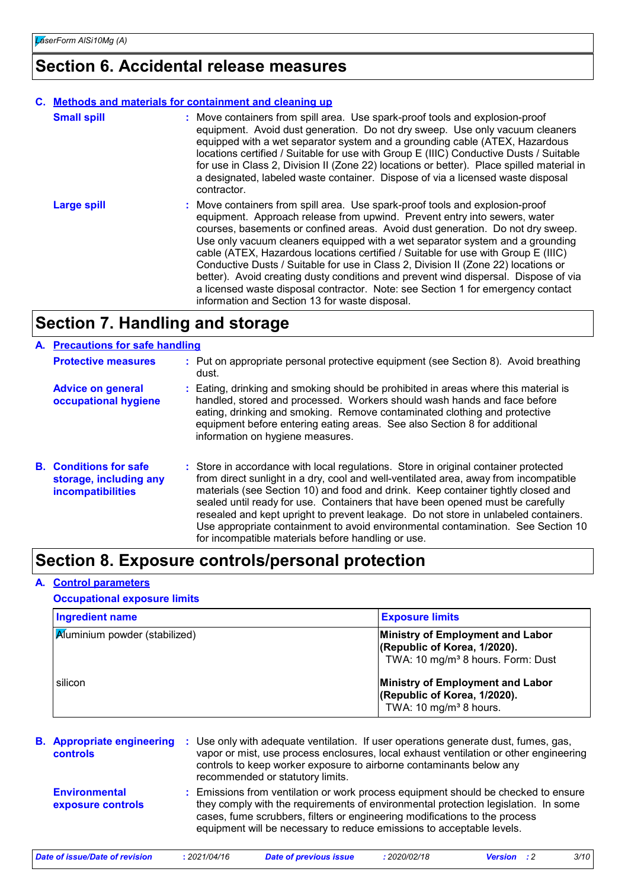# Section 6. Accidental release measures

### C. Methods and materials for containment and cleaning up

**Small spill** : Move containers from spill area. Use spark-proof tools and explosion-proof equipment. Avoid dust generation. Do not dry sweep. Use only vacuum cleaners equipped with a wet separator system and a grounding cable (ATEX, Hazardous locations certified / Suitable for use with Group E (IIIC) Conductive Dusts / Suitable for use in Class 2, Division II (Zone 22) locations or better). Place spilled material in a designated, labeled waste container. Dispose of via a licensed waste disposal contractor.

**Large spill** : Move containers from spill area. Use spark-proof tools and explosion-proof equipment. Approach release from upwind. Prevent entry into sewers, water courses, basements or confined areas. Avoid dust generation. Do not dry sweep. Use only vacuum cleaners equipped with a wet separator system and a grounding cable (ATEX, Hazardous locations certified / Suitable for use with Group E (IIIC) Conductive Dusts / Suitable for use in Class 2, Division II (Zone 22) locations or better). Avoid creating dusty conditions and prevent wind dispersal. Dispose of via a licensed waste disposal contractor. Note: see Section 1 for emergency contact information and Section 13 for waste disposal.

# Section 7. Handling and storage

### A. Precautions for safe handling

**Protective measures** : Put on appropriate personal protective equipment (see Section 8). Avoid breathing dust.

**Advice on general occupational hygiene** : Eating, drinking and smoking should be prohibited in areas where this material is handled, stored and processed. Workers should wash hands and face before eating, drinking and smoking. Remove contaminated clothing and protective equipment before entering eating areas. See also Section 8 for additional information on hygiene measures.

### B. Conditions for safe storage, including any incompatibilities

: Store in accordance with local regulations. Store in original container protected from direct sunlight in a dry, cool and well-ventilated area, away from incompatible materials (see Section 10) and food and drink. Keep container tightly closed and sealed until ready for use. Containers that have been opened must be carefully resealed and kept upright to prevent leakage. Do not store in unlabeled containers. Use appropriate containment to avoid environmental contamination. See Section 10 for incompatible materials before handling or use.

# Section 8. Exposure controls/personal protection

### A. Control parameters

**Occupational exposure limits**

| Ingredient name | Exposure limits |
|---|---|
| Aluminium powder (stabilized) | **Ministry of Employment and Labor (Republic of Korea, 1/2020).** TWA: 10 mg/m³ 8 hours. Form: Dust |
| silicon | **Ministry of Employment and Labor (Republic of Korea, 1/2020).** TWA: 10 mg/m³ 8 hours. |

### B. Appropriate engineering controls

: Use only with adequate ventilation. If user operations generate dust, fumes, gas, vapor or mist, use process enclosures, local exhaust ventilation or other engineering controls to keep worker exposure to airborne contaminants below any recommended or statutory limits.

**Environmental exposure controls** : Emissions from ventilation or work process equipment should be checked to ensure they comply with the requirements of environmental protection legislation. In some cases, fume scrubbers, filters or engineering modifications to the process equipment will be necessary to reduce emissions to acceptable levels.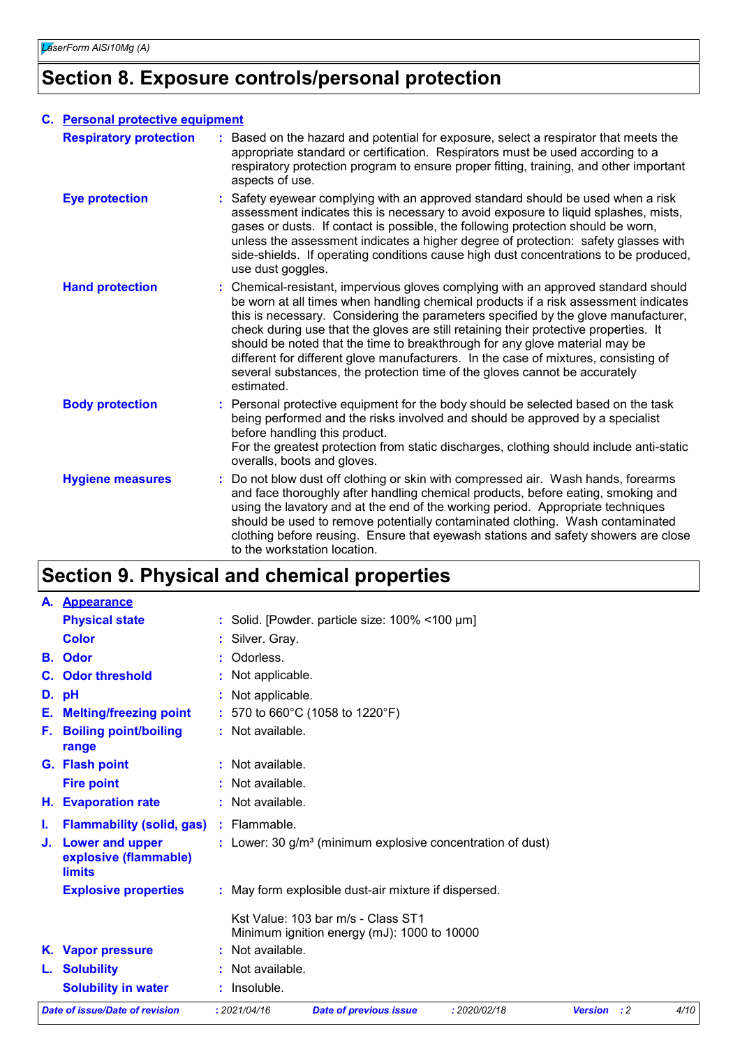# Section 8. Exposure controls/personal protection

**C. Personal protective equipment**

| | | |
|---|---|---|
| **Respiratory protection** | : | Based on the hazard and potential for exposure, select a respirator that meets the appropriate standard or certification. Respirators must be used according to a respiratory protection program to ensure proper fitting, training, and other important aspects of use. |
| **Eye protection** | : | Safety eyewear complying with an approved standard should be used when a risk assessment indicates this is necessary to avoid exposure to liquid splashes, mists, gases or dusts. If contact is possible, the following protection should be worn, unless the assessment indicates a higher degree of protection: safety glasses with side-shields. If operating conditions cause high dust concentrations to be produced, use dust goggles. |
| **Hand protection** | : | Chemical-resistant, impervious gloves complying with an approved standard should be worn at all times when handling chemical products if a risk assessment indicates this is necessary. Considering the parameters specified by the glove manufacturer, check during use that the gloves are still retaining their protective properties. It should be noted that the time to breakthrough for any glove material may be different for different glove manufacturers. In the case of mixtures, consisting of several substances, the protection time of the gloves cannot be accurately estimated. |
| **Body protection** | : | Personal protective equipment for the body should be selected based on the task being performed and the risks involved and should be approved by a specialist before handling this product.<br>For the greatest protection from static discharges, clothing should include anti-static overalls, boots and gloves. |
| **Hygiene measures** | : | Do not blow dust off clothing or skin with compressed air. Wash hands, forearms and face thoroughly after handling chemical products, before eating, smoking and using the lavatory and at the end of the working period. Appropriate techniques should be used to remove potentially contaminated clothing. Wash contaminated clothing before reusing. Ensure that eyewash stations and safety showers are close to the workstation location. |

# Section 9. Physical and chemical properties

| | | |
|---|---|---|
| **A. Appearance** | | |
| **Physical state** | : | Solid. [Powder. particle size: 100% <100 µm] |
| **Color** | : | Silver. Gray. |
| **B. Odor** | : | Odorless. |
| **C. Odor threshold** | : | Not applicable. |
| **D. pH** | : | Not applicable. |
| **E. Melting/freezing point** | : | 570 to 660°C (1058 to 1220°F) |
| **F. Boiling point/boiling range** | : | Not available. |
| **G. Flash point** | : | Not available. |
| **Fire point** | : | Not available. |
| **H. Evaporation rate** | : | Not available. |
| **I. Flammability (solid, gas)** | : | Flammable. |
| **J. Lower and upper explosive (flammable) limits** | : | Lower: 30 g/m³ (minimum explosive concentration of dust) |
| **Explosive properties** | : | May form explosible dust-air mixture if dispersed.<br><br>Kst Value: 103 bar m/s - Class ST1<br>Minimum ignition energy (mJ): 1000 to 10000 |
| **K. Vapor pressure** | : | Not available. |
| **L. Solubility** | : | Not available. |
| **Solubility in water** | : | Insoluble. |

*Date of issue/Date of revision* : 2021/04/16 *Date of previous issue* : 2020/02/18 *Version* : 2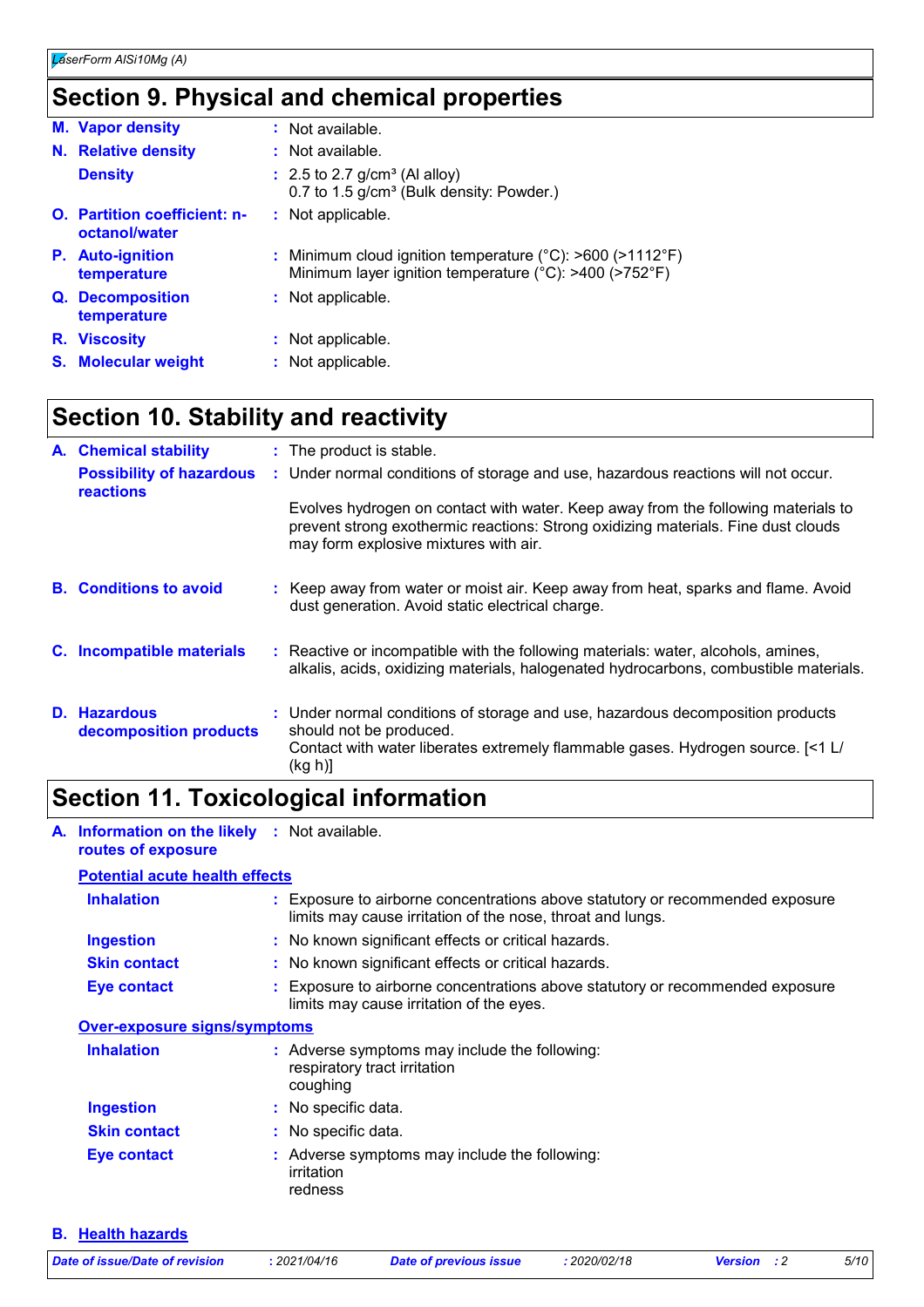## Section 9. Physical and chemical properties

| | | |
|---|---|---|
| **M. Vapor density** | : | Not available. |
| **N. Relative density** | : | Not available. |
| **Density** | : | 2.5 to 2.7 g/cm³ (Al alloy)<br>0.7 to 1.5 g/cm³ (Bulk density: Powder.) |
| **O. Partition coefficient: n-octanol/water** | : | Not applicable. |
| **P. Auto-ignition temperature** | : | Minimum cloud ignition temperature (°C): >600 (>1112°F)<br>Minimum layer ignition temperature (°C): >400 (>752°F) |
| **Q. Decomposition temperature** | : | Not applicable. |
| **R. Viscosity** | : | Not applicable. |
| **S. Molecular weight** | : | Not applicable. |

## Section 10. Stability and reactivity

| | | |
|---|---|---|
| **A. Chemical stability** | : | The product is stable. |
| **Possibility of hazardous reactions** | : | Under normal conditions of storage and use, hazardous reactions will not occur.<br><br>Evolves hydrogen on contact with water. Keep away from the following materials to prevent strong exothermic reactions: Strong oxidizing materials. Fine dust clouds may form explosive mixtures with air. |
| **B. Conditions to avoid** | : | Keep away from water or moist air. Keep away from heat, sparks and flame. Avoid dust generation. Avoid static electrical charge. |
| **C. Incompatible materials** | : | Reactive or incompatible with the following materials: water, alcohols, amines, alkalis, acids, oxidizing materials, halogenated hydrocarbons, combustible materials. |
| **D. Hazardous decomposition products** | : | Under normal conditions of storage and use, hazardous decomposition products should not be produced.<br>Contact with water liberates extremely flammable gases. Hydrogen source. [<1 L/(kg h)] |

## Section 11. Toxicological information

**A. Information on the likely routes of exposure** : Not available.

**Potential acute health effects**

| | | |
|---|---|---|
| **Inhalation** | : | Exposure to airborne concentrations above statutory or recommended exposure limits may cause irritation of the nose, throat and lungs. |
| **Ingestion** | : | No known significant effects or critical hazards. |
| **Skin contact** | : | No known significant effects or critical hazards. |
| **Eye contact** | : | Exposure to airborne concentrations above statutory or recommended exposure limits may cause irritation of the eyes. |

**Over-exposure signs/symptoms**

| | | |
|---|---|---|
| **Inhalation** | : | Adverse symptoms may include the following:<br>respiratory tract irritation<br>coughing |
| **Ingestion** | : | No specific data. |
| **Skin contact** | : | No specific data. |
| **Eye contact** | : | Adverse symptoms may include the following:<br>irritation<br>redness |

**B. Health hazards**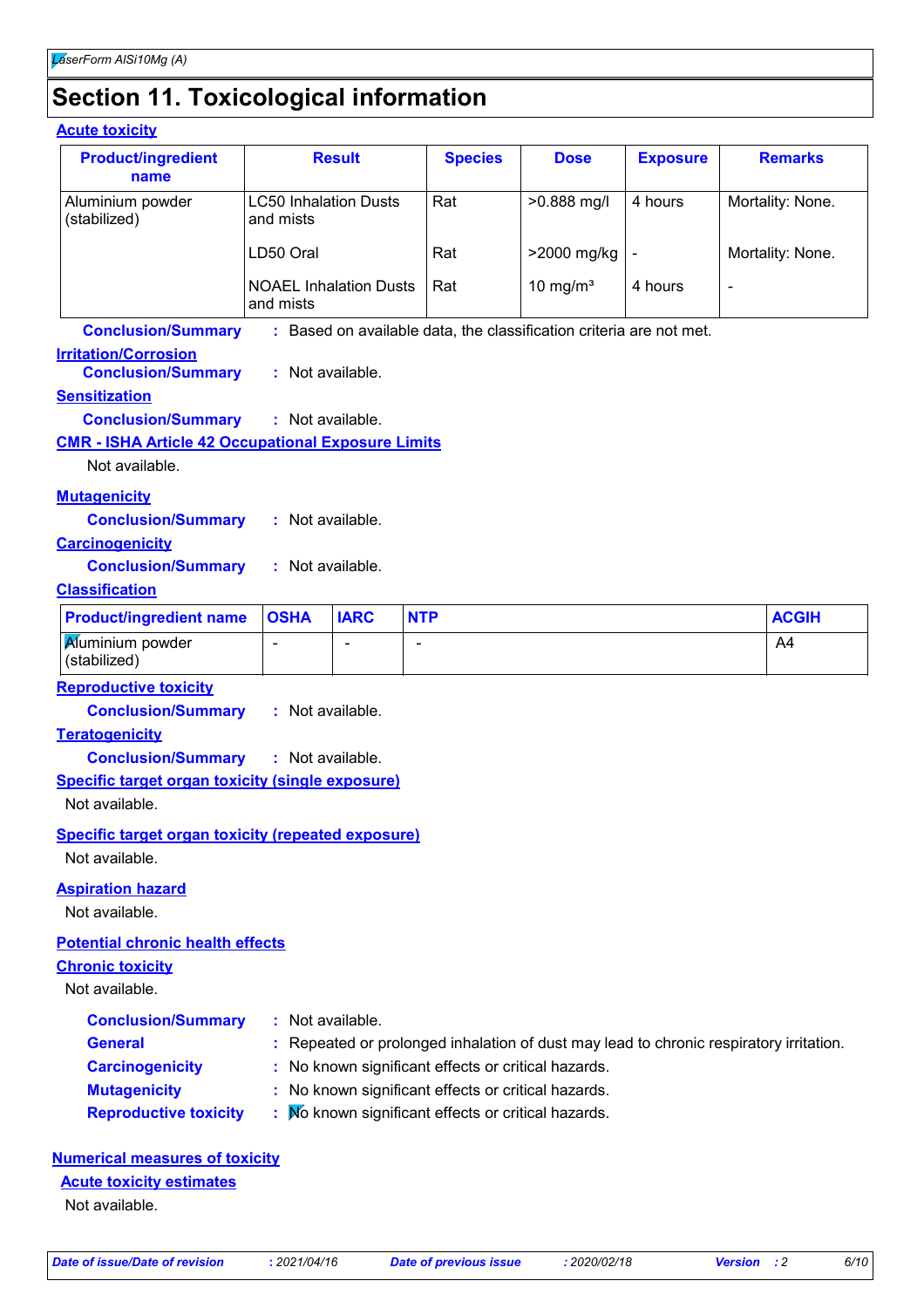## Section 11. Toxicological information

### Acute toxicity

| Product/ingredient name | Result | Species | Dose | Exposure | Remarks |
|---|---|---|---|---|---|
| Aluminium powder (stabilized) | LC50 Inhalation Dusts and mists | Rat | >0.888 mg/l | 4 hours | Mortality: None. |
| | LD50 Oral | Rat | >2000 mg/kg | - | Mortality: None. |
| | NOAEL Inhalation Dusts and mists | Rat | 10 mg/m³ | 4 hours | - |

**Conclusion/Summary** : Based on available data, the classification criteria are not met.

### Irritation/Corrosion

**Conclusion/Summary** : Not available.

### Sensitization

**Conclusion/Summary** : Not available.

### CMR - ISHA Article 42 Occupational Exposure Limits

Not available.

### Mutagenicity

**Conclusion/Summary** : Not available.

### Carcinogenicity

**Conclusion/Summary** : Not available.

### Classification

| Product/ingredient name | OSHA | IARC | NTP | ACGIH |
|---|---|---|---|---|
| Aluminium powder (stabilized) | - | - | - | A4 |

### Reproductive toxicity

**Conclusion/Summary** : Not available.

### Teratogenicity

**Conclusion/Summary** : Not available.

### Specific target organ toxicity (single exposure)

Not available.

### Specific target organ toxicity (repeated exposure)

Not available.

### Aspiration hazard

Not available.

### Potential chronic health effects

### Chronic toxicity

Not available.

**Conclusion/Summary** : Not available.

**General** : Repeated or prolonged inhalation of dust may lead to chronic respiratory irritation.

**Carcinogenicity** : No known significant effects or critical hazards.

**Mutagenicity** : No known significant effects or critical hazards.

**Reproductive toxicity** : No known significant effects or critical hazards.

### Numerical measures of toxicity

### Acute toxicity estimates

Not available.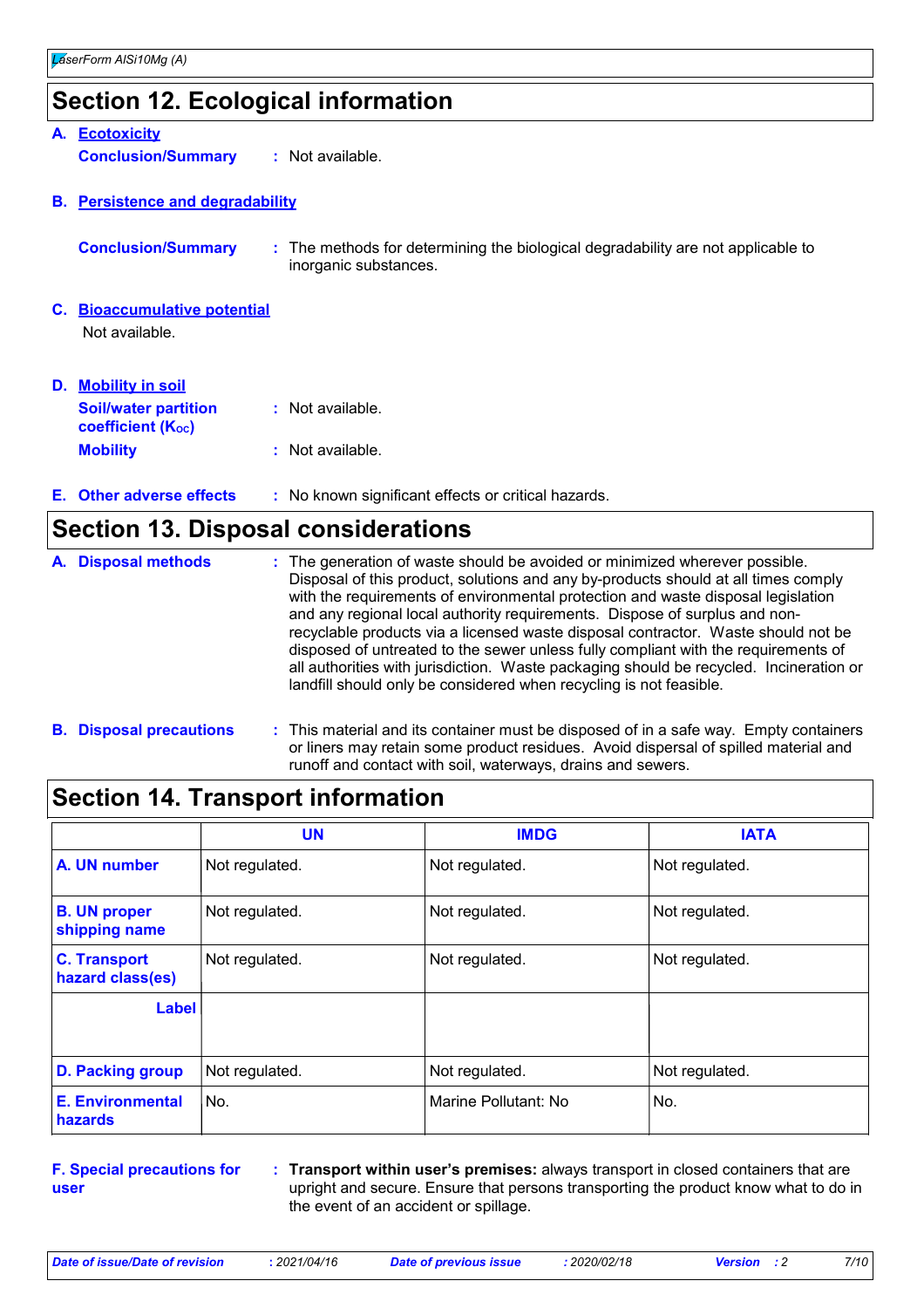## Section 12. Ecological information

**A. Ecotoxicity**

**Conclusion/Summary** : Not available.

**B. Persistence and degradability**

**Conclusion/Summary** : The methods for determining the biological degradability are not applicable to inorganic substances.

**C. Bioaccumulative potential**

Not available.

**D. Mobility in soil**

**Soil/water partition coefficient ($K_{OC}$)** : Not available.

**Mobility** : Not available.

**E. Other adverse effects** : No known significant effects or critical hazards.

## Section 13. Disposal considerations

**A. Disposal methods** : The generation of waste should be avoided or minimized wherever possible. Disposal of this product, solutions and any by-products should at all times comply with the requirements of environmental protection and waste disposal legislation and any regional local authority requirements. Dispose of surplus and non-recyclable products via a licensed waste disposal contractor. Waste should not be disposed of untreated to the sewer unless fully compliant with the requirements of all authorities with jurisdiction. Waste packaging should be recycled. Incineration or landfill should only be considered when recycling is not feasible.

**B. Disposal precautions** : This material and its container must be disposed of in a safe way. Empty containers or liners may retain some product residues. Avoid dispersal of spilled material and runoff and contact with soil, waterways, drains and sewers.

## Section 14. Transport information

| | UN | IMDG | IATA |
|---|---|---|---|
| **A. UN number** | Not regulated. | Not regulated. | Not regulated. |
| **B. UN proper shipping name** | Not regulated. | Not regulated. | Not regulated. |
| **C. Transport hazard class(es)** | Not regulated. | Not regulated. | Not regulated. |
| **Label** | | | |
| **D. Packing group** | Not regulated. | Not regulated. | Not regulated. |
| **E. Environmental hazards** | No. | Marine Pollutant: No | No. |

**F. Special precautions for user** : **Transport within user's premises:** always transport in closed containers that are upright and secure. Ensure that persons transporting the product know what to do in the event of an accident or spillage.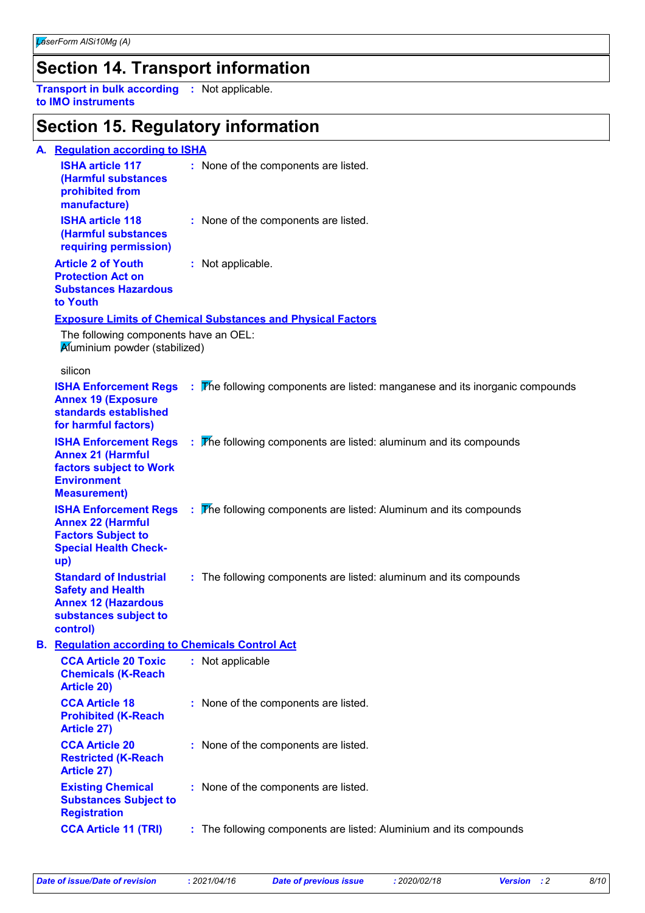## Section 14. Transport information

**Transport in bulk according to IMO instruments** : Not applicable.

## Section 15. Regulatory information

### A. Regulation according to ISHA

**ISHA article 117 (Harmful substances prohibited from manufacture)** : None of the components are listed.

**ISHA article 118 (Harmful substances requiring permission)** : None of the components are listed.

**Article 2 of Youth Protection Act on Substances Hazardous to Youth** : Not applicable.

**Exposure Limits of Chemical Substances and Physical Factors**

The following components have an OEL:
Aluminium powder (stabilized)

silicon

**ISHA Enforcement Regs Annex 19 (Exposure standards established for harmful factors)** : The following components are listed: manganese and its inorganic compounds

**ISHA Enforcement Regs Annex 21 (Harmful factors subject to Work Environment Measurement)** : The following components are listed: aluminum and its compounds

**ISHA Enforcement Regs Annex 22 (Harmful Factors Subject to Special Health Check-up)** : The following components are listed: Aluminum and its compounds

**Standard of Industrial Safety and Health Annex 12 (Hazardous substances subject to control)** : The following components are listed: aluminum and its compounds

### B. Regulation according to Chemicals Control Act

**CCA Article 20 Toxic Chemicals (K-Reach Article 20)** : Not applicable

**CCA Article 18 Prohibited (K-Reach Article 27)** : None of the components are listed.

**CCA Article 20 Restricted (K-Reach Article 27)** : None of the components are listed.

**Existing Chemical Substances Subject to Registration** : None of the components are listed.

**CCA Article 11 (TRI)** : The following components are listed: Aluminium and its compounds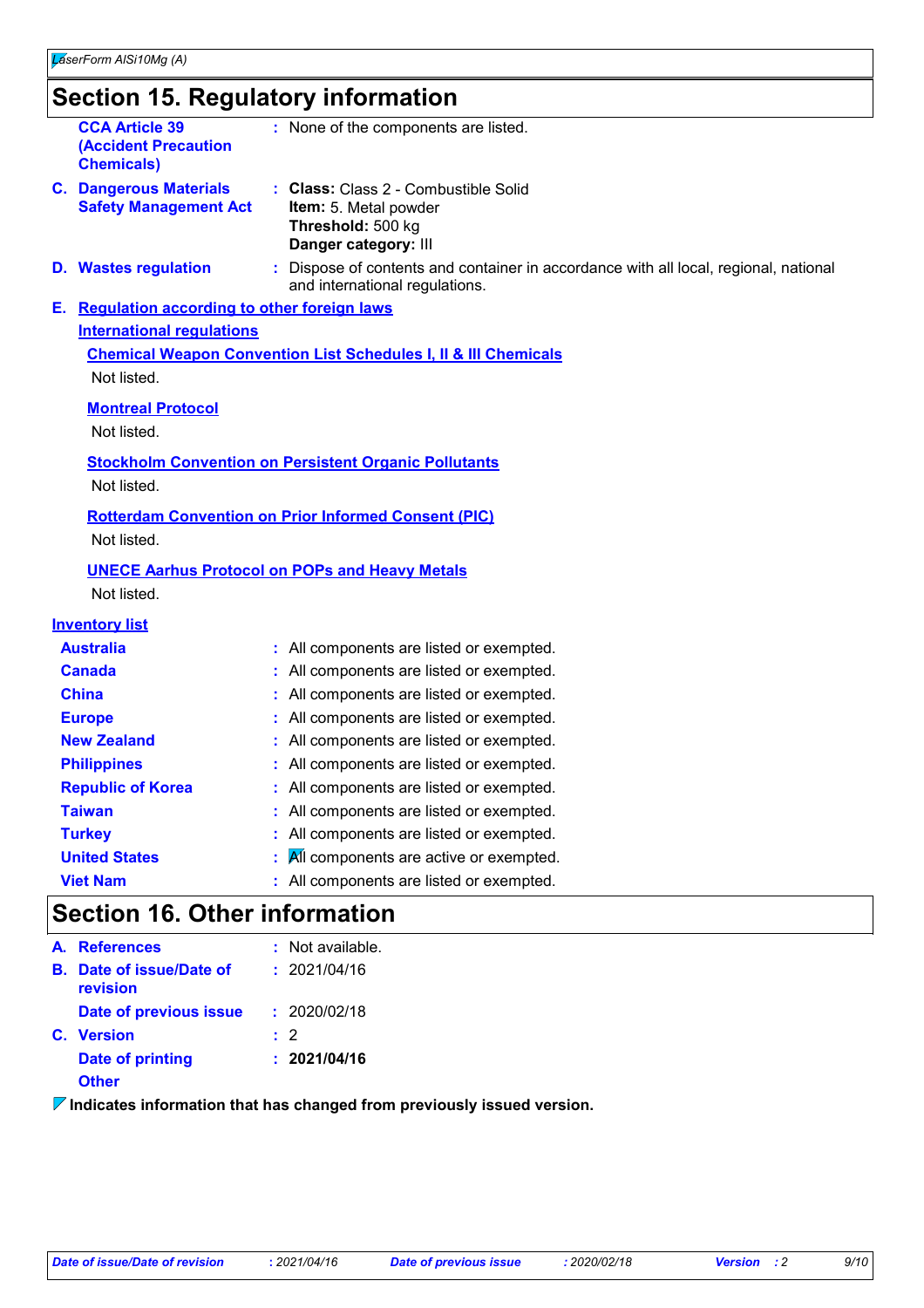## Section 15. Regulatory information

**CCA Article 39 (Accident Precaution Chemicals)** : None of the components are listed.

**C. Dangerous Materials Safety Management Act** : **Class:** Class 2 - Combustible Solid
**Item:** 5. Metal powder
**Threshold:** 500 kg
**Danger category:** III

**D. Wastes regulation** : Dispose of contents and container in accordance with all local, regional, national and international regulations.

**E. Regulation according to other foreign laws**

**International regulations**

**Chemical Weapon Convention List Schedules I, II & III Chemicals**

Not listed.

**Montreal Protocol**

Not listed.

**Stockholm Convention on Persistent Organic Pollutants**

Not listed.

**Rotterdam Convention on Prior Informed Consent (PIC)**

Not listed.

**UNECE Aarhus Protocol on POPs and Heavy Metals**

Not listed.

**Inventory list**

| | |
|---|---|
| **Australia** | : All components are listed or exempted. |
| **Canada** | : All components are listed or exempted. |
| **China** | : All components are listed or exempted. |
| **Europe** | : All components are listed or exempted. |
| **New Zealand** | : All components are listed or exempted. |
| **Philippines** | : All components are listed or exempted. |
| **Republic of Korea** | : All components are listed or exempted. |
| **Taiwan** | : All components are listed or exempted. |
| **Turkey** | : All components are listed or exempted. |
| **United States** | : All components are active or exempted. |
| **Viet Nam** | : All components are listed or exempted. |

## Section 16. Other information

| | |
|---|---|
| **A. References** | : Not available. |
| **B. Date of issue/Date of revision** | : 2021/04/16 |
| **Date of previous issue** | : 2020/02/18 |
| **C. Version** | : 2 |
| **Date of printing** | : **2021/04/16** |
| **Other** | |

**Indicates information that has changed from previously issued version.**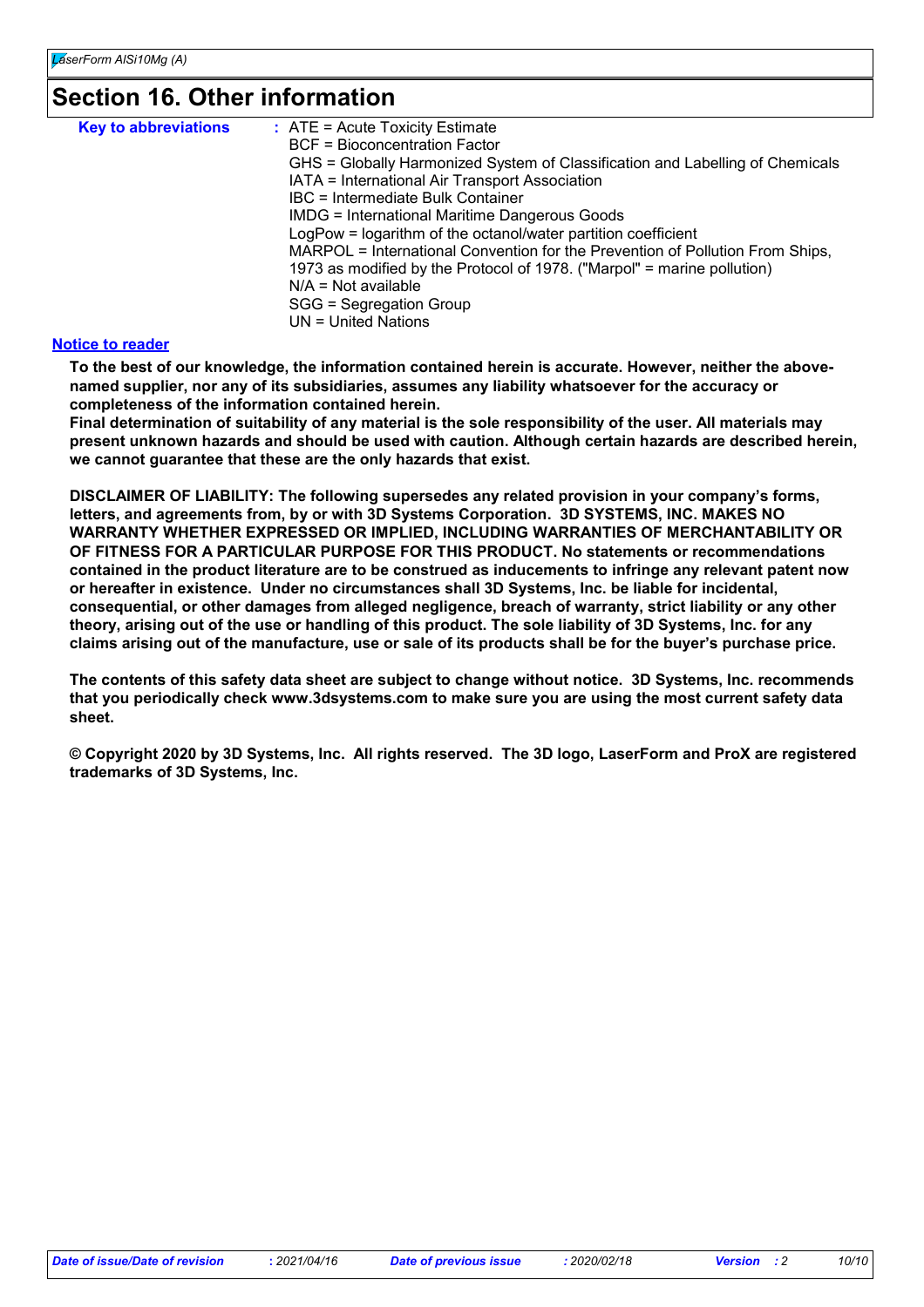## Section 16. Other information

**Key to abbreviations** : ATE = Acute Toxicity Estimate
BCF = Bioconcentration Factor
GHS = Globally Harmonized System of Classification and Labelling of Chemicals
IATA = International Air Transport Association
IBC = Intermediate Bulk Container
IMDG = International Maritime Dangerous Goods
LogPow = logarithm of the octanol/water partition coefficient
MARPOL = International Convention for the Prevention of Pollution From Ships, 1973 as modified by the Protocol of 1978. ("Marpol" = marine pollution)
N/A = Not available
SGG = Segregation Group
UN = United Nations

**Notice to reader**

**To the best of our knowledge, the information contained herein is accurate. However, neither the above-named supplier, nor any of its subsidiaries, assumes any liability whatsoever for the accuracy or completeness of the information contained herein.**
**Final determination of suitability of any material is the sole responsibility of the user. All materials may present unknown hazards and should be used with caution. Although certain hazards are described herein, we cannot guarantee that these are the only hazards that exist.**

**DISCLAIMER OF LIABILITY: The following supersedes any related provision in your company's forms, letters, and agreements from, by or with 3D Systems Corporation. 3D SYSTEMS, INC. MAKES NO WARRANTY WHETHER EXPRESSED OR IMPLIED, INCLUDING WARRANTIES OF MERCHANTABILITY OR OF FITNESS FOR A PARTICULAR PURPOSE FOR THIS PRODUCT. No statements or recommendations contained in the product literature are to be construed as inducements to infringe any relevant patent now or hereafter in existence. Under no circumstances shall 3D Systems, Inc. be liable for incidental, consequential, or other damages from alleged negligence, breach of warranty, strict liability or any other theory, arising out of the use or handling of this product. The sole liability of 3D Systems, Inc. for any claims arising out of the manufacture, use or sale of its products shall be for the buyer's purchase price.**

**The contents of this safety data sheet are subject to change without notice. 3D Systems, Inc. recommends that you periodically check www.3dsystems.com to make sure you are using the most current safety data sheet.**

**© Copyright 2020 by 3D Systems, Inc. All rights reserved. The 3D logo, LaserForm and ProX are registered trademarks of 3D Systems, Inc.**